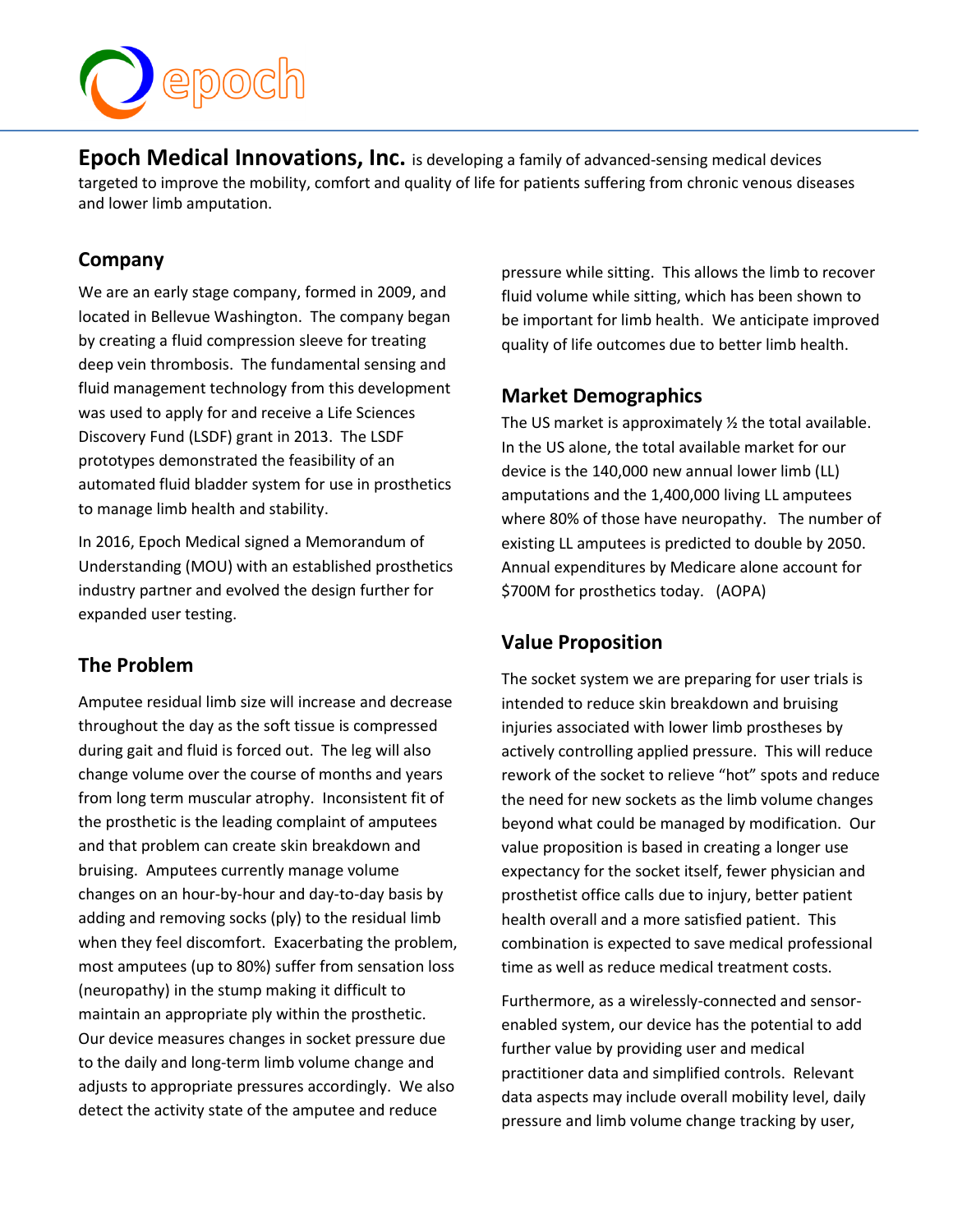epoch

**Epoch Medical Innovations, Inc.** is developing a family of advanced-sensing medical devices targeted to improve the mobility, comfort and quality of life for patients suffering from chronic venous diseases and lower limb amputation.

## Company

We are an early stage company, formed in 2009, and located in Bellevue Washington. The company began by creating a fluid compression sleeve for treating deep vein thrombosis. The fundamental sensing and fluid management technology from this development was used to apply for and receive a Life Sciences Discovery Fund (LSDF) grant in 2013. The LSDF prototypes demonstrated the feasibility of an automated fluid bladder system for use in prosthetics to manage limb health and stability.

In 2016, Epoch Medical signed a Memorandum of Understanding (MOU) with an established prosthetics industry partner and evolved the design further for expanded user testing.

## The Problem

Amputee residual limb size will increase and decrease throughout the day as the soft tissue is compressed during gait and fluid is forced out. The leg will also change volume over the course of months and years from long term muscular atrophy. Inconsistent fit of the prosthetic is the leading complaint of amputees and that problem can create skin breakdown and bruising. Amputees currently manage volume changes on an hour-by-hour and day-to-day basis by adding and removing socks (ply) to the residual limb when they feel discomfort. Exacerbating the problem, most amputees (up to 80%) suffer from sensation loss (neuropathy) in the stump making it difficult to maintain an appropriate ply within the prosthetic. Our device measures changes in socket pressure due to the daily and long-term limb volume change and adjusts to appropriate pressures accordingly. We also detect the activity state of the amputee and reduce pressure while sitting. This allows the limb to recover fluid volume while sitting, which has been shown to be important for limb health. We anticipate improved quality of life outcomes due to better limb health.

## Market Demographics

The US market is approximately ½ the total available. In the US alone, the total available market for our device is the 140,000 new annual lower limb (LL) amputations and the 1,400,000 living LL amputees where 80% of those have neuropathy. The number of existing LL amputees is predicted to double by 2050. Annual expenditures by Medicare alone account for $700M for prosthetics today. (AOPA)

## Value Proposition

The socket system we are preparing for user trials is intended to reduce skin breakdown and bruising injuries associated with lower limb prostheses by actively controlling applied pressure. This will reduce rework of the socket to relieve "hot" spots and reduce the need for new sockets as the limb volume changes beyond what could be managed by modification. Our value proposition is based in creating a longer use expectancy for the socket itself, fewer physician and prosthetist office calls due to injury, better patient health overall and a more satisfied patient. This combination is expected to save medical professional time as well as reduce medical treatment costs.

Furthermore, as a wirelessly-connected and sensor-enabled system, our device has the potential to add further value by providing user and medical practitioner data and simplified controls. Relevant data aspects may include overall mobility level, daily pressure and limb volume change tracking by user,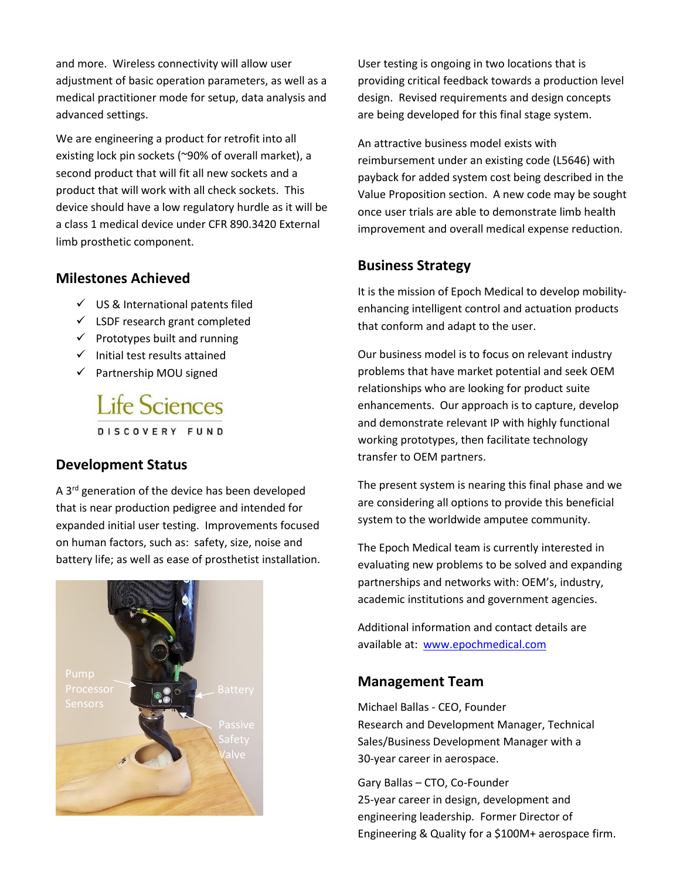and more. Wireless connectivity will allow user adjustment of basic operation parameters, as well as a medical practitioner mode for setup, data analysis and advanced settings.

We are engineering a product for retrofit into all existing lock pin sockets (~90% of overall market), a second product that will fit all new sockets and a product that will work with all check sockets. This device should have a low regulatory hurdle as it will be a class 1 medical device under CFR 890.3420 External limb prosthetic component.

## Milestones Achieved

- ✓ US & International patents filed
- ✓ LSDF research grant completed
- ✓ Prototypes built and running
- ✓ Initial test results attained
- ✓ Partnership MOU signed

Life Sciences
DISCOVERY FUND

## Development Status

A 3rd generation of the device has been developed that is near production pedigree and intended for expanded initial user testing. Improvements focused on human factors, such as: safety, size, noise and battery life; as well as ease of prosthetist installation.

Pump
Processor
Sensors
Battery
Passive
Safety
Valve

User testing is ongoing in two locations that is providing critical feedback towards a production level design. Revised requirements and design concepts are being developed for this final stage system.

An attractive business model exists with reimbursement under an existing code (L5646) with payback for added system cost being described in the Value Proposition section. A new code may be sought once user trials are able to demonstrate limb health improvement and overall medical expense reduction.

## Business Strategy

It is the mission of Epoch Medical to develop mobility-enhancing intelligent control and actuation products that conform and adapt to the user.

Our business model is to focus on relevant industry problems that have market potential and seek OEM relationships who are looking for product suite enhancements. Our approach is to capture, develop and demonstrate relevant IP with highly functional working prototypes, then facilitate technology transfer to OEM partners.

The present system is nearing this final phase and we are considering all options to provide this beneficial system to the worldwide amputee community.

The Epoch Medical team is currently interested in evaluating new problems to be solved and expanding partnerships and networks with: OEM's, industry, academic institutions and government agencies.

Additional information and contact details are available at: [www.epochmedical.com](http://www.epochmedical.com)

## Management Team

Michael Ballas - CEO, Founder
Research and Development Manager, Technical Sales/Business Development Manager with a 30-year career in aerospace.

Gary Ballas – CTO, Co-Founder
25-year career in design, development and engineering leadership. Former Director of Engineering & Quality for a $100M+ aerospace firm.